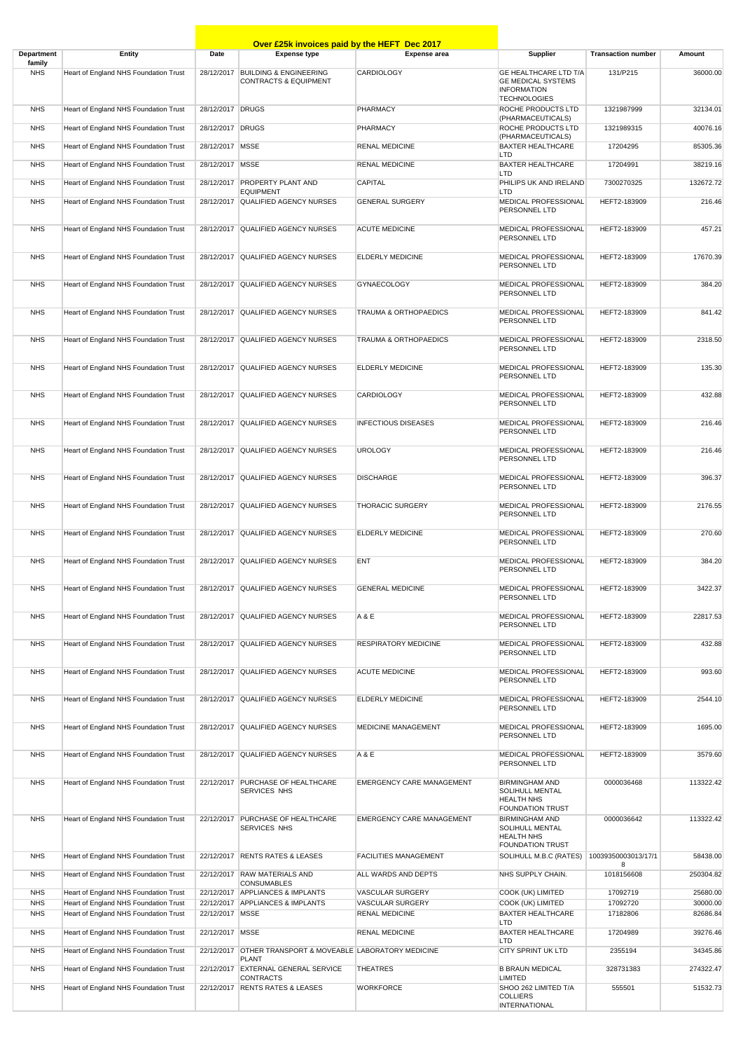## Over £25k invoices paid by the HEFT Dec 2017

| Department family | Entity | Date | Expense type | Expense area | Supplier | Transaction number | Amount |
|---|---|---|---|---|---|---|---|
| NHS | Heart of England NHS Foundation Trust | 28/12/2017 | BUILDING & ENGINEERING CONTRACTS & EQUIPMENT | CARDIOLOGY | GE HEALTHCARE LTD T/A GE MEDICAL SYSTEMS INFORMATION TECHNOLOGIES | 131/P215 | 36000.00 |
| NHS | Heart of England NHS Foundation Trust | 28/12/2017 | DRUGS | PHARMACY | ROCHE PRODUCTS LTD (PHARMACEUTICALS) | 1321987999 | 32134.01 |
| NHS | Heart of England NHS Foundation Trust | 28/12/2017 | DRUGS | PHARMACY | ROCHE PRODUCTS LTD (PHARMACEUTICALS) | 1321989315 | 40076.16 |
| NHS | Heart of England NHS Foundation Trust | 28/12/2017 | MSSE | RENAL MEDICINE | BAXTER HEALTHCARE LTD | 17204295 | 85305.36 |
| NHS | Heart of England NHS Foundation Trust | 28/12/2017 | MSSE | RENAL MEDICINE | BAXTER HEALTHCARE LTD | 17204991 | 38219.16 |
| NHS | Heart of England NHS Foundation Trust | 28/12/2017 | PROPERTY PLANT AND EQUIPMENT | CAPITAL | PHILIPS UK AND IRELAND LTD | 7300270325 | 132672.72 |
| NHS | Heart of England NHS Foundation Trust | 28/12/2017 | QUALIFIED AGENCY NURSES | GENERAL SURGERY | MEDICAL PROFESSIONAL PERSONNEL LTD | HEFT2-183909 | 216.46 |
| NHS | Heart of England NHS Foundation Trust | 28/12/2017 | QUALIFIED AGENCY NURSES | ACUTE MEDICINE | MEDICAL PROFESSIONAL PERSONNEL LTD | HEFT2-183909 | 457.21 |
| NHS | Heart of England NHS Foundation Trust | 28/12/2017 | QUALIFIED AGENCY NURSES | ELDERLY MEDICINE | MEDICAL PROFESSIONAL PERSONNEL LTD | HEFT2-183909 | 17670.39 |
| NHS | Heart of England NHS Foundation Trust | 28/12/2017 | QUALIFIED AGENCY NURSES | GYNAECOLOGY | MEDICAL PROFESSIONAL PERSONNEL LTD | HEFT2-183909 | 384.20 |
| NHS | Heart of England NHS Foundation Trust | 28/12/2017 | QUALIFIED AGENCY NURSES | TRAUMA & ORTHOPAEDICS | MEDICAL PROFESSIONAL PERSONNEL LTD | HEFT2-183909 | 841.42 |
| NHS | Heart of England NHS Foundation Trust | 28/12/2017 | QUALIFIED AGENCY NURSES | TRAUMA & ORTHOPAEDICS | MEDICAL PROFESSIONAL PERSONNEL LTD | HEFT2-183909 | 2318.50 |
| NHS | Heart of England NHS Foundation Trust | 28/12/2017 | QUALIFIED AGENCY NURSES | ELDERLY MEDICINE | MEDICAL PROFESSIONAL PERSONNEL LTD | HEFT2-183909 | 135.30 |
| NHS | Heart of England NHS Foundation Trust | 28/12/2017 | QUALIFIED AGENCY NURSES | CARDIOLOGY | MEDICAL PROFESSIONAL PERSONNEL LTD | HEFT2-183909 | 432.88 |
| NHS | Heart of England NHS Foundation Trust | 28/12/2017 | QUALIFIED AGENCY NURSES | INFECTIOUS DISEASES | MEDICAL PROFESSIONAL PERSONNEL LTD | HEFT2-183909 | 216.46 |
| NHS | Heart of England NHS Foundation Trust | 28/12/2017 | QUALIFIED AGENCY NURSES | UROLOGY | MEDICAL PROFESSIONAL PERSONNEL LTD | HEFT2-183909 | 216.46 |
| NHS | Heart of England NHS Foundation Trust | 28/12/2017 | QUALIFIED AGENCY NURSES | DISCHARGE | MEDICAL PROFESSIONAL PERSONNEL LTD | HEFT2-183909 | 396.37 |
| NHS | Heart of England NHS Foundation Trust | 28/12/2017 | QUALIFIED AGENCY NURSES | THORACIC SURGERY | MEDICAL PROFESSIONAL PERSONNEL LTD | HEFT2-183909 | 2176.55 |
| NHS | Heart of England NHS Foundation Trust | 28/12/2017 | QUALIFIED AGENCY NURSES | ELDERLY MEDICINE | MEDICAL PROFESSIONAL PERSONNEL LTD | HEFT2-183909 | 270.60 |
| NHS | Heart of England NHS Foundation Trust | 28/12/2017 | QUALIFIED AGENCY NURSES | ENT | MEDICAL PROFESSIONAL PERSONNEL LTD | HEFT2-183909 | 384.20 |
| NHS | Heart of England NHS Foundation Trust | 28/12/2017 | QUALIFIED AGENCY NURSES | GENERAL MEDICINE | MEDICAL PROFESSIONAL PERSONNEL LTD | HEFT2-183909 | 3422.37 |
| NHS | Heart of England NHS Foundation Trust | 28/12/2017 | QUALIFIED AGENCY NURSES | A & E | MEDICAL PROFESSIONAL PERSONNEL LTD | HEFT2-183909 | 22817.53 |
| NHS | Heart of England NHS Foundation Trust | 28/12/2017 | QUALIFIED AGENCY NURSES | RESPIRATORY MEDICINE | MEDICAL PROFESSIONAL PERSONNEL LTD | HEFT2-183909 | 432.88 |
| NHS | Heart of England NHS Foundation Trust | 28/12/2017 | QUALIFIED AGENCY NURSES | ACUTE MEDICINE | MEDICAL PROFESSIONAL PERSONNEL LTD | HEFT2-183909 | 993.60 |
| NHS | Heart of England NHS Foundation Trust | 28/12/2017 | QUALIFIED AGENCY NURSES | ELDERLY MEDICINE | MEDICAL PROFESSIONAL PERSONNEL LTD | HEFT2-183909 | 2544.10 |
| NHS | Heart of England NHS Foundation Trust | 28/12/2017 | QUALIFIED AGENCY NURSES | MEDICINE MANAGEMENT | MEDICAL PROFESSIONAL PERSONNEL LTD | HEFT2-183909 | 1695.00 |
| NHS | Heart of England NHS Foundation Trust | 28/12/2017 | QUALIFIED AGENCY NURSES | A & E | MEDICAL PROFESSIONAL PERSONNEL LTD | HEFT2-183909 | 3579.60 |
| NHS | Heart of England NHS Foundation Trust | 22/12/2017 | PURCHASE OF HEALTHCARE SERVICES NHS | EMERGENCY CARE MANAGEMENT | BIRMINGHAM AND SOLIHULL MENTAL HEALTH NHS FOUNDATION TRUST | 0000036468 | 113322.42 |
| NHS | Heart of England NHS Foundation Trust | 22/12/2017 | PURCHASE OF HEALTHCARE SERVICES NHS | EMERGENCY CARE MANAGEMENT | BIRMINGHAM AND SOLIHULL MENTAL HEALTH NHS FOUNDATION TRUST | 0000036642 | 113322.42 |
| NHS | Heart of England NHS Foundation Trust | 22/12/2017 | RENTS RATES & LEASES | FACILITIES MANAGEMENT | SOLIHULL M.B.C (RATES) | 10039350003013/17/18 | 58438.00 |
| NHS | Heart of England NHS Foundation Trust | 22/12/2017 | RAW MATERIALS AND CONSUMABLES | ALL WARDS AND DEPTS | NHS SUPPLY CHAIN. | 1018156608 | 250304.82 |
| NHS | Heart of England NHS Foundation Trust | 22/12/2017 | APPLIANCES & IMPLANTS | VASCULAR SURGERY | COOK (UK) LIMITED | 17092719 | 25680.00 |
| NHS | Heart of England NHS Foundation Trust | 22/12/2017 | APPLIANCES & IMPLANTS | VASCULAR SURGERY | COOK (UK) LIMITED | 17092720 | 30000.00 |
| NHS | Heart of England NHS Foundation Trust | 22/12/2017 | MSSE | RENAL MEDICINE | BAXTER HEALTHCARE LTD | 17182806 | 82686.84 |
| NHS | Heart of England NHS Foundation Trust | 22/12/2017 | MSSE | RENAL MEDICINE | BAXTER HEALTHCARE LTD | 17204989 | 39276.46 |
| NHS | Heart of England NHS Foundation Trust | 22/12/2017 | OTHER TRANSPORT & MOVEABLE PLANT | LABORATORY MEDICINE | CITY SPRINT UK LTD | 2355194 | 34345.86 |
| NHS | Heart of England NHS Foundation Trust | 22/12/2017 | EXTERNAL GENERAL SERVICE CONTRACTS | THEATRES | B BRAUN MEDICAL LIMITED | 328731383 | 274322.47 |
| NHS | Heart of England NHS Foundation Trust | 22/12/2017 | RENTS RATES & LEASES | WORKFORCE | SHOO 262 LIMITED T/A COLLIERS INTERNATIONAL | 555501 | 51532.73 |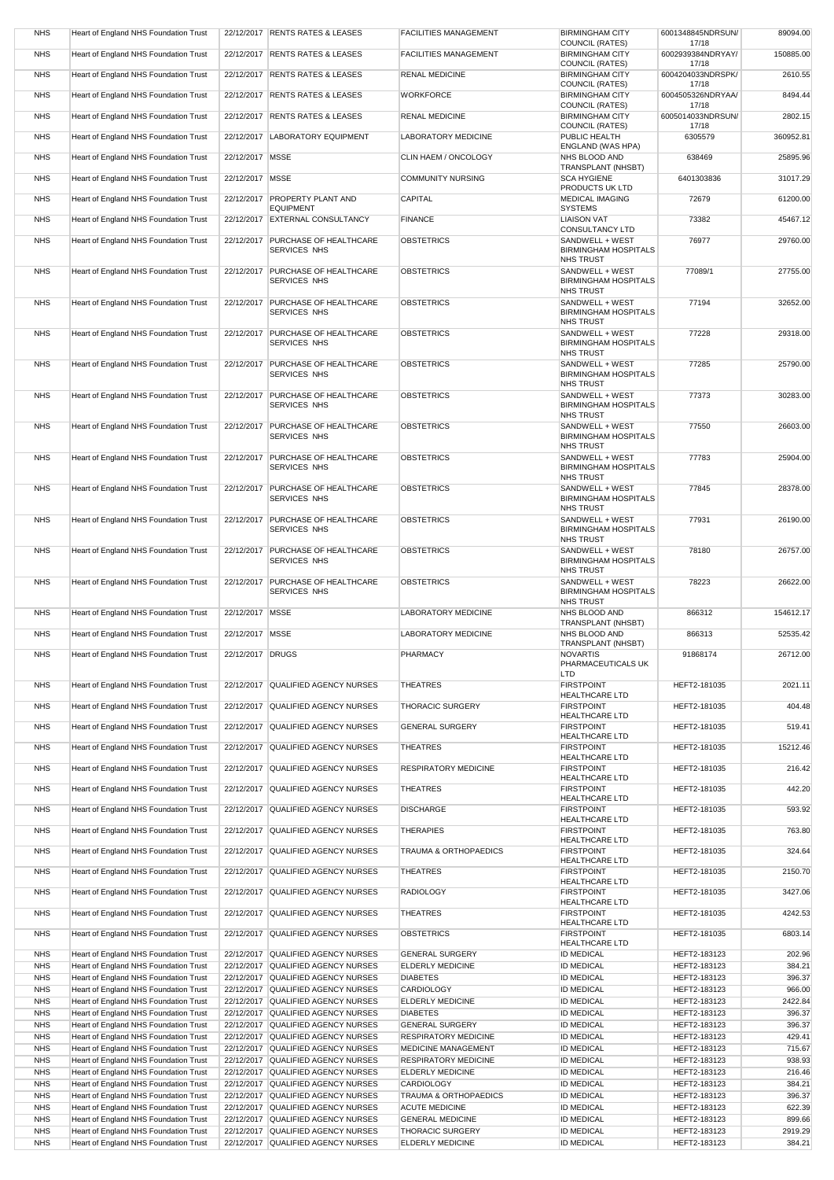| NHS | Heart of England NHS Foundation Trust | 22/12/2017 | RENTS RATES & LEASES | FACILITIES MANAGEMENT | BIRMINGHAM CITY COUNCIL (RATES) | 6001348845NDRSUN/17/18 | 89094.00 |
|---|---|---|---|---|---|---|---|
| NHS | Heart of England NHS Foundation Trust | 22/12/2017 | RENTS RATES & LEASES | FACILITIES MANAGEMENT | BIRMINGHAM CITY COUNCIL (RATES) | 6002939384NDRYAY/17/18 | 150885.00 |
| NHS | Heart of England NHS Foundation Trust | 22/12/2017 | RENTS RATES & LEASES | RENAL MEDICINE | BIRMINGHAM CITY COUNCIL (RATES) | 6004204033NDRSPK/17/18 | 2610.55 |
| NHS | Heart of England NHS Foundation Trust | 22/12/2017 | RENTS RATES & LEASES | WORKFORCE | BIRMINGHAM CITY COUNCIL (RATES) | 6004505326NDRYAA/17/18 | 8494.44 |
| NHS | Heart of England NHS Foundation Trust | 22/12/2017 | RENTS RATES & LEASES | RENAL MEDICINE | BIRMINGHAM CITY COUNCIL (RATES) | 6005014033NDRSUN/17/18 | 2802.15 |
| NHS | Heart of England NHS Foundation Trust | 22/12/2017 | LABORATORY EQUIPMENT | LABORATORY MEDICINE | PUBLIC HEALTH ENGLAND (WAS HPA) | 6305579 | 360952.81 |
| NHS | Heart of England NHS Foundation Trust | 22/12/2017 | MSSE | CLIN HAEM / ONCOLOGY | NHS BLOOD AND TRANSPLANT (NHSBT) | 638469 | 25895.96 |
| NHS | Heart of England NHS Foundation Trust | 22/12/2017 | MSSE | COMMUNITY NURSING | SCA HYGIENE PRODUCTS UK LTD | 6401303836 | 31017.29 |
| NHS | Heart of England NHS Foundation Trust | 22/12/2017 | PROPERTY PLANT AND EQUIPMENT | CAPITAL | MEDICAL IMAGING SYSTEMS | 72679 | 61200.00 |
| NHS | Heart of England NHS Foundation Trust | 22/12/2017 | EXTERNAL CONSULTANCY | FINANCE | LIAISON VAT CONSULTANCY LTD | 73382 | 45467.12 |
| NHS | Heart of England NHS Foundation Trust | 22/12/2017 | PURCHASE OF HEALTHCARE SERVICES NHS | OBSTETRICS | SANDWELL + WEST BIRMINGHAM HOSPITALS NHS TRUST | 76977 | 29760.00 |
| NHS | Heart of England NHS Foundation Trust | 22/12/2017 | PURCHASE OF HEALTHCARE SERVICES NHS | OBSTETRICS | SANDWELL + WEST BIRMINGHAM HOSPITALS NHS TRUST | 77089/1 | 27755.00 |
| NHS | Heart of England NHS Foundation Trust | 22/12/2017 | PURCHASE OF HEALTHCARE SERVICES NHS | OBSTETRICS | SANDWELL + WEST BIRMINGHAM HOSPITALS NHS TRUST | 77194 | 32652.00 |
| NHS | Heart of England NHS Foundation Trust | 22/12/2017 | PURCHASE OF HEALTHCARE SERVICES NHS | OBSTETRICS | SANDWELL + WEST BIRMINGHAM HOSPITALS NHS TRUST | 77228 | 29318.00 |
| NHS | Heart of England NHS Foundation Trust | 22/12/2017 | PURCHASE OF HEALTHCARE SERVICES NHS | OBSTETRICS | SANDWELL + WEST BIRMINGHAM HOSPITALS NHS TRUST | 77285 | 25790.00 |
| NHS | Heart of England NHS Foundation Trust | 22/12/2017 | PURCHASE OF HEALTHCARE SERVICES NHS | OBSTETRICS | SANDWELL + WEST BIRMINGHAM HOSPITALS NHS TRUST | 77373 | 30283.00 |
| NHS | Heart of England NHS Foundation Trust | 22/12/2017 | PURCHASE OF HEALTHCARE SERVICES NHS | OBSTETRICS | SANDWELL + WEST BIRMINGHAM HOSPITALS NHS TRUST | 77550 | 26603.00 |
| NHS | Heart of England NHS Foundation Trust | 22/12/2017 | PURCHASE OF HEALTHCARE SERVICES NHS | OBSTETRICS | SANDWELL + WEST BIRMINGHAM HOSPITALS NHS TRUST | 77783 | 25904.00 |
| NHS | Heart of England NHS Foundation Trust | 22/12/2017 | PURCHASE OF HEALTHCARE SERVICES NHS | OBSTETRICS | SANDWELL + WEST BIRMINGHAM HOSPITALS NHS TRUST | 77845 | 28378.00 |
| NHS | Heart of England NHS Foundation Trust | 22/12/2017 | PURCHASE OF HEALTHCARE SERVICES NHS | OBSTETRICS | SANDWELL + WEST BIRMINGHAM HOSPITALS NHS TRUST | 77931 | 26190.00 |
| NHS | Heart of England NHS Foundation Trust | 22/12/2017 | PURCHASE OF HEALTHCARE SERVICES NHS | OBSTETRICS | SANDWELL + WEST BIRMINGHAM HOSPITALS NHS TRUST | 78180 | 26757.00 |
| NHS | Heart of England NHS Foundation Trust | 22/12/2017 | PURCHASE OF HEALTHCARE SERVICES NHS | OBSTETRICS | SANDWELL + WEST BIRMINGHAM HOSPITALS NHS TRUST | 78223 | 26622.00 |
| NHS | Heart of England NHS Foundation Trust | 22/12/2017 | MSSE | LABORATORY MEDICINE | NHS BLOOD AND TRANSPLANT (NHSBT) | 866312 | 154612.17 |
| NHS | Heart of England NHS Foundation Trust | 22/12/2017 | MSSE | LABORATORY MEDICINE | NHS BLOOD AND TRANSPLANT (NHSBT) | 866313 | 52535.42 |
| NHS | Heart of England NHS Foundation Trust | 22/12/2017 | DRUGS | PHARMACY | NOVARTIS PHARMACEUTICALS UK LTD | 91868174 | 26712.00 |
| NHS | Heart of England NHS Foundation Trust | 22/12/2017 | QUALIFIED AGENCY NURSES | THEATRES | FIRSTPOINT HEALTHCARE LTD | HEFT2-181035 | 2021.11 |
| NHS | Heart of England NHS Foundation Trust | 22/12/2017 | QUALIFIED AGENCY NURSES | THORACIC SURGERY | FIRSTPOINT HEALTHCARE LTD | HEFT2-181035 | 404.48 |
| NHS | Heart of England NHS Foundation Trust | 22/12/2017 | QUALIFIED AGENCY NURSES | GENERAL SURGERY | FIRSTPOINT HEALTHCARE LTD | HEFT2-181035 | 519.41 |
| NHS | Heart of England NHS Foundation Trust | 22/12/2017 | QUALIFIED AGENCY NURSES | THEATRES | FIRSTPOINT HEALTHCARE LTD | HEFT2-181035 | 15212.46 |
| NHS | Heart of England NHS Foundation Trust | 22/12/2017 | QUALIFIED AGENCY NURSES | RESPIRATORY MEDICINE | FIRSTPOINT HEALTHCARE LTD | HEFT2-181035 | 216.42 |
| NHS | Heart of England NHS Foundation Trust | 22/12/2017 | QUALIFIED AGENCY NURSES | THEATRES | FIRSTPOINT HEALTHCARE LTD | HEFT2-181035 | 442.20 |
| NHS | Heart of England NHS Foundation Trust | 22/12/2017 | QUALIFIED AGENCY NURSES | DISCHARGE | FIRSTPOINT HEALTHCARE LTD | HEFT2-181035 | 593.92 |
| NHS | Heart of England NHS Foundation Trust | 22/12/2017 | QUALIFIED AGENCY NURSES | THERAPIES | FIRSTPOINT HEALTHCARE LTD | HEFT2-181035 | 763.80 |
| NHS | Heart of England NHS Foundation Trust | 22/12/2017 | QUALIFIED AGENCY NURSES | TRAUMA & ORTHOPAEDICS | FIRSTPOINT HEALTHCARE LTD | HEFT2-181035 | 324.64 |
| NHS | Heart of England NHS Foundation Trust | 22/12/2017 | QUALIFIED AGENCY NURSES | THEATRES | FIRSTPOINT HEALTHCARE LTD | HEFT2-181035 | 2150.70 |
| NHS | Heart of England NHS Foundation Trust | 22/12/2017 | QUALIFIED AGENCY NURSES | RADIOLOGY | FIRSTPOINT HEALTHCARE LTD | HEFT2-181035 | 3427.06 |
| NHS | Heart of England NHS Foundation Trust | 22/12/2017 | QUALIFIED AGENCY NURSES | THEATRES | FIRSTPOINT HEALTHCARE LTD | HEFT2-181035 | 4242.53 |
| NHS | Heart of England NHS Foundation Trust | 22/12/2017 | QUALIFIED AGENCY NURSES | OBSTETRICS | FIRSTPOINT HEALTHCARE LTD | HEFT2-181035 | 6803.14 |
| NHS | Heart of England NHS Foundation Trust | 22/12/2017 | QUALIFIED AGENCY NURSES | GENERAL SURGERY | ID MEDICAL | HEFT2-183123 | 202.96 |
| NHS | Heart of England NHS Foundation Trust | 22/12/2017 | QUALIFIED AGENCY NURSES | ELDERLY MEDICINE | ID MEDICAL | HEFT2-183123 | 384.21 |
| NHS | Heart of England NHS Foundation Trust | 22/12/2017 | QUALIFIED AGENCY NURSES | DIABETES | ID MEDICAL | HEFT2-183123 | 396.37 |
| NHS | Heart of England NHS Foundation Trust | 22/12/2017 | QUALIFIED AGENCY NURSES | CARDIOLOGY | ID MEDICAL | HEFT2-183123 | 966.00 |
| NHS | Heart of England NHS Foundation Trust | 22/12/2017 | QUALIFIED AGENCY NURSES | ELDERLY MEDICINE | ID MEDICAL | HEFT2-183123 | 2422.84 |
| NHS | Heart of England NHS Foundation Trust | 22/12/2017 | QUALIFIED AGENCY NURSES | DIABETES | ID MEDICAL | HEFT2-183123 | 396.37 |
| NHS | Heart of England NHS Foundation Trust | 22/12/2017 | QUALIFIED AGENCY NURSES | GENERAL SURGERY | ID MEDICAL | HEFT2-183123 | 396.37 |
| NHS | Heart of England NHS Foundation Trust | 22/12/2017 | QUALIFIED AGENCY NURSES | RESPIRATORY MEDICINE | ID MEDICAL | HEFT2-183123 | 429.41 |
| NHS | Heart of England NHS Foundation Trust | 22/12/2017 | QUALIFIED AGENCY NURSES | MEDICINE MANAGEMENT | ID MEDICAL | HEFT2-183123 | 715.67 |
| NHS | Heart of England NHS Foundation Trust | 22/12/2017 | QUALIFIED AGENCY NURSES | RESPIRATORY MEDICINE | ID MEDICAL | HEFT2-183123 | 938.93 |
| NHS | Heart of England NHS Foundation Trust | 22/12/2017 | QUALIFIED AGENCY NURSES | ELDERLY MEDICINE | ID MEDICAL | HEFT2-183123 | 216.46 |
| NHS | Heart of England NHS Foundation Trust | 22/12/2017 | QUALIFIED AGENCY NURSES | CARDIOLOGY | ID MEDICAL | HEFT2-183123 | 384.21 |
| NHS | Heart of England NHS Foundation Trust | 22/12/2017 | QUALIFIED AGENCY NURSES | TRAUMA & ORTHOPAEDICS | ID MEDICAL | HEFT2-183123 | 396.37 |
| NHS | Heart of England NHS Foundation Trust | 22/12/2017 | QUALIFIED AGENCY NURSES | ACUTE MEDICINE | ID MEDICAL | HEFT2-183123 | 622.39 |
| NHS | Heart of England NHS Foundation Trust | 22/12/2017 | QUALIFIED AGENCY NURSES | GENERAL MEDICINE | ID MEDICAL | HEFT2-183123 | 899.66 |
| NHS | Heart of England NHS Foundation Trust | 22/12/2017 | QUALIFIED AGENCY NURSES | THORACIC SURGERY | ID MEDICAL | HEFT2-183123 | 2919.29 |
| NHS | Heart of England NHS Foundation Trust | 22/12/2017 | QUALIFIED AGENCY NURSES | ELDERLY MEDICINE | ID MEDICAL | HEFT2-183123 | 384.21 |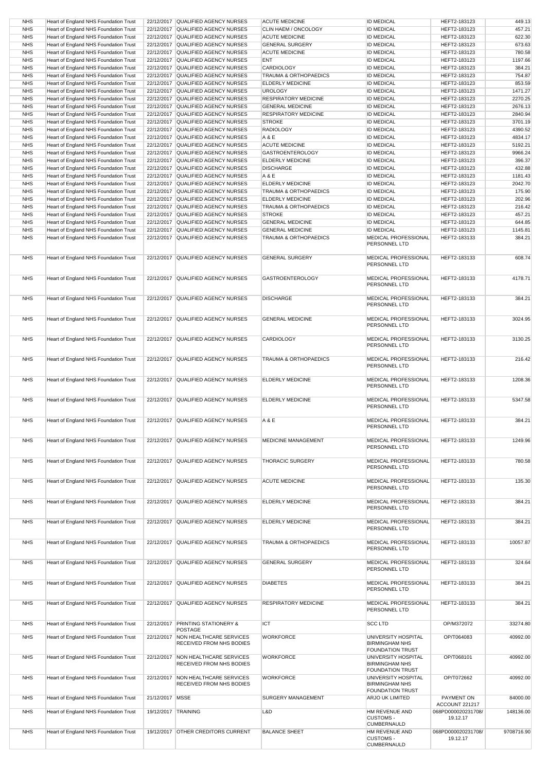| NHS | Heart of England NHS Foundation Trust | 22/12/2017 | QUALIFIED AGENCY NURSES | ACUTE MEDICINE | ID MEDICAL | HEFT2-183123 | 449.13 |
|---|---|---|---|---|---|---|---|
| NHS | Heart of England NHS Foundation Trust | 22/12/2017 | QUALIFIED AGENCY NURSES | CLIN HAEM / ONCOLOGY | ID MEDICAL | HEFT2-183123 | 457.21 |
| NHS | Heart of England NHS Foundation Trust | 22/12/2017 | QUALIFIED AGENCY NURSES | ACUTE MEDICINE | ID MEDICAL | HEFT2-183123 | 622.30 |
| NHS | Heart of England NHS Foundation Trust | 22/12/2017 | QUALIFIED AGENCY NURSES | GENERAL SURGERY | ID MEDICAL | HEFT2-183123 | 673.63 |
| NHS | Heart of England NHS Foundation Trust | 22/12/2017 | QUALIFIED AGENCY NURSES | ACUTE MEDICINE | ID MEDICAL | HEFT2-183123 | 780.58 |
| NHS | Heart of England NHS Foundation Trust | 22/12/2017 | QUALIFIED AGENCY NURSES | ENT | ID MEDICAL | HEFT2-183123 | 1197.66 |
| NHS | Heart of England NHS Foundation Trust | 22/12/2017 | QUALIFIED AGENCY NURSES | CARDIOLOGY | ID MEDICAL | HEFT2-183123 | 384.21 |
| NHS | Heart of England NHS Foundation Trust | 22/12/2017 | QUALIFIED AGENCY NURSES | TRAUMA & ORTHOPAEDICS | ID MEDICAL | HEFT2-183123 | 754.87 |
| NHS | Heart of England NHS Foundation Trust | 22/12/2017 | QUALIFIED AGENCY NURSES | ELDERLY MEDICINE | ID MEDICAL | HEFT2-183123 | 853.59 |
| NHS | Heart of England NHS Foundation Trust | 22/12/2017 | QUALIFIED AGENCY NURSES | UROLOGY | ID MEDICAL | HEFT2-183123 | 1471.27 |
| NHS | Heart of England NHS Foundation Trust | 22/12/2017 | QUALIFIED AGENCY NURSES | RESPIRATORY MEDICINE | ID MEDICAL | HEFT2-183123 | 2270.25 |
| NHS | Heart of England NHS Foundation Trust | 22/12/2017 | QUALIFIED AGENCY NURSES | GENERAL MEDICINE | ID MEDICAL | HEFT2-183123 | 2676.13 |
| NHS | Heart of England NHS Foundation Trust | 22/12/2017 | QUALIFIED AGENCY NURSES | RESPIRATORY MEDICINE | ID MEDICAL | HEFT2-183123 | 2840.94 |
| NHS | Heart of England NHS Foundation Trust | 22/12/2017 | QUALIFIED AGENCY NURSES | STROKE | ID MEDICAL | HEFT2-183123 | 3701.19 |
| NHS | Heart of England NHS Foundation Trust | 22/12/2017 | QUALIFIED AGENCY NURSES | RADIOLOGY | ID MEDICAL | HEFT2-183123 | 4390.52 |
| NHS | Heart of England NHS Foundation Trust | 22/12/2017 | QUALIFIED AGENCY NURSES | A & E | ID MEDICAL | HEFT2-183123 | 4834.17 |
| NHS | Heart of England NHS Foundation Trust | 22/12/2017 | QUALIFIED AGENCY NURSES | ACUTE MEDICINE | ID MEDICAL | HEFT2-183123 | 5192.21 |
| NHS | Heart of England NHS Foundation Trust | 22/12/2017 | QUALIFIED AGENCY NURSES | GASTROENTEROLOGY | ID MEDICAL | HEFT2-183123 | 9966.24 |
| NHS | Heart of England NHS Foundation Trust | 22/12/2017 | QUALIFIED AGENCY NURSES | ELDERLY MEDICINE | ID MEDICAL | HEFT2-183123 | 396.37 |
| NHS | Heart of England NHS Foundation Trust | 22/12/2017 | QUALIFIED AGENCY NURSES | DISCHARGE | ID MEDICAL | HEFT2-183123 | 432.88 |
| NHS | Heart of England NHS Foundation Trust | 22/12/2017 | QUALIFIED AGENCY NURSES | A & E | ID MEDICAL | HEFT2-183123 | 1181.43 |
| NHS | Heart of England NHS Foundation Trust | 22/12/2017 | QUALIFIED AGENCY NURSES | ELDERLY MEDICINE | ID MEDICAL | HEFT2-183123 | 2042.70 |
| NHS | Heart of England NHS Foundation Trust | 22/12/2017 | QUALIFIED AGENCY NURSES | TRAUMA & ORTHOPAEDICS | ID MEDICAL | HEFT2-183123 | 175.90 |
| NHS | Heart of England NHS Foundation Trust | 22/12/2017 | QUALIFIED AGENCY NURSES | ELDERLY MEDICINE | ID MEDICAL | HEFT2-183123 | 202.96 |
| NHS | Heart of England NHS Foundation Trust | 22/12/2017 | QUALIFIED AGENCY NURSES | TRAUMA & ORTHOPAEDICS | ID MEDICAL | HEFT2-183123 | 216.42 |
| NHS | Heart of England NHS Foundation Trust | 22/12/2017 | QUALIFIED AGENCY NURSES | STROKE | ID MEDICAL | HEFT2-183123 | 457.21 |
| NHS | Heart of England NHS Foundation Trust | 22/12/2017 | QUALIFIED AGENCY NURSES | GENERAL MEDICINE | ID MEDICAL | HEFT2-183123 | 644.85 |
| NHS | Heart of England NHS Foundation Trust | 22/12/2017 | QUALIFIED AGENCY NURSES | GENERAL MEDICINE | ID MEDICAL | HEFT2-183123 | 1145.81 |
| NHS | Heart of England NHS Foundation Trust | 22/12/2017 | QUALIFIED AGENCY NURSES | TRAUMA & ORTHOPAEDICS | MEDICAL PROFESSIONAL PERSONNEL LTD | HEFT2-183133 | 384.21 |
| NHS | Heart of England NHS Foundation Trust | 22/12/2017 | QUALIFIED AGENCY NURSES | GENERAL SURGERY | MEDICAL PROFESSIONAL PERSONNEL LTD | HEFT2-183133 | 608.74 |
| NHS | Heart of England NHS Foundation Trust | 22/12/2017 | QUALIFIED AGENCY NURSES | GASTROENTEROLOGY | MEDICAL PROFESSIONAL PERSONNEL LTD | HEFT2-183133 | 4178.71 |
| NHS | Heart of England NHS Foundation Trust | 22/12/2017 | QUALIFIED AGENCY NURSES | DISCHARGE | MEDICAL PROFESSIONAL PERSONNEL LTD | HEFT2-183133 | 384.21 |
| NHS | Heart of England NHS Foundation Trust | 22/12/2017 | QUALIFIED AGENCY NURSES | GENERAL MEDICINE | MEDICAL PROFESSIONAL PERSONNEL LTD | HEFT2-183133 | 3024.95 |
| NHS | Heart of England NHS Foundation Trust | 22/12/2017 | QUALIFIED AGENCY NURSES | CARDIOLOGY | MEDICAL PROFESSIONAL PERSONNEL LTD | HEFT2-183133 | 3130.25 |
| NHS | Heart of England NHS Foundation Trust | 22/12/2017 | QUALIFIED AGENCY NURSES | TRAUMA & ORTHOPAEDICS | MEDICAL PROFESSIONAL PERSONNEL LTD | HEFT2-183133 | 216.42 |
| NHS | Heart of England NHS Foundation Trust | 22/12/2017 | QUALIFIED AGENCY NURSES | ELDERLY MEDICINE | MEDICAL PROFESSIONAL PERSONNEL LTD | HEFT2-183133 | 1208.36 |
| NHS | Heart of England NHS Foundation Trust | 22/12/2017 | QUALIFIED AGENCY NURSES | ELDERLY MEDICINE | MEDICAL PROFESSIONAL PERSONNEL LTD | HEFT2-183133 | 5347.58 |
| NHS | Heart of England NHS Foundation Trust | 22/12/2017 | QUALIFIED AGENCY NURSES | A & E | MEDICAL PROFESSIONAL PERSONNEL LTD | HEFT2-183133 | 384.21 |
| NHS | Heart of England NHS Foundation Trust | 22/12/2017 | QUALIFIED AGENCY NURSES | MEDICINE MANAGEMENT | MEDICAL PROFESSIONAL PERSONNEL LTD | HEFT2-183133 | 1249.96 |
| NHS | Heart of England NHS Foundation Trust | 22/12/2017 | QUALIFIED AGENCY NURSES | THORACIC SURGERY | MEDICAL PROFESSIONAL PERSONNEL LTD | HEFT2-183133 | 780.58 |
| NHS | Heart of England NHS Foundation Trust | 22/12/2017 | QUALIFIED AGENCY NURSES | ACUTE MEDICINE | MEDICAL PROFESSIONAL PERSONNEL LTD | HEFT2-183133 | 135.30 |
| NHS | Heart of England NHS Foundation Trust | 22/12/2017 | QUALIFIED AGENCY NURSES | ELDERLY MEDICINE | MEDICAL PROFESSIONAL PERSONNEL LTD | HEFT2-183133 | 384.21 |
| NHS | Heart of England NHS Foundation Trust | 22/12/2017 | QUALIFIED AGENCY NURSES | ELDERLY MEDICINE | MEDICAL PROFESSIONAL PERSONNEL LTD | HEFT2-183133 | 384.21 |
| NHS | Heart of England NHS Foundation Trust | 22/12/2017 | QUALIFIED AGENCY NURSES | TRAUMA & ORTHOPAEDICS | MEDICAL PROFESSIONAL PERSONNEL LTD | HEFT2-183133 | 10057.87 |
| NHS | Heart of England NHS Foundation Trust | 22/12/2017 | QUALIFIED AGENCY NURSES | GENERAL SURGERY | MEDICAL PROFESSIONAL PERSONNEL LTD | HEFT2-183133 | 324.64 |
| NHS | Heart of England NHS Foundation Trust | 22/12/2017 | QUALIFIED AGENCY NURSES | DIABETES | MEDICAL PROFESSIONAL PERSONNEL LTD | HEFT2-183133 | 384.21 |
| NHS | Heart of England NHS Foundation Trust | 22/12/2017 | QUALIFIED AGENCY NURSES | RESPIRATORY MEDICINE | MEDICAL PROFESSIONAL PERSONNEL LTD | HEFT2-183133 | 384.21 |
| NHS | Heart of England NHS Foundation Trust | 22/12/2017 | PRINTING STATIONERY & POSTAGE | ICT | SCC LTD | OP/M372072 | 33274.80 |
| NHS | Heart of England NHS Foundation Trust | 22/12/2017 | NON HEALTHCARE SERVICES RECEIVED FROM NHS BODIES | WORKFORCE | UNIVERSITY HOSPITAL BIRMINGHAM NHS FOUNDATION TRUST | OP/T064083 | 40992.00 |
| NHS | Heart of England NHS Foundation Trust | 22/12/2017 | NON HEALTHCARE SERVICES RECEIVED FROM NHS BODIES | WORKFORCE | UNIVERSITY HOSPITAL BIRMINGHAM NHS FOUNDATION TRUST | OP/T068101 | 40992.00 |
| NHS | Heart of England NHS Foundation Trust | 22/12/2017 | NON HEALTHCARE SERVICES RECEIVED FROM NHS BODIES | WORKFORCE | UNIVERSITY HOSPITAL BIRMINGHAM NHS FOUNDATION TRUST | OP/T072662 | 40992.00 |
| NHS | Heart of England NHS Foundation Trust | 21/12/2017 | MSSE | SURGERY MANAGEMENT | ARJO UK LIMITED | PAYMENT ON ACCOUNT 221217 | 84000.00 |
| NHS | Heart of England NHS Foundation Trust | 19/12/2017 | TRAINING | L&D | HM REVENUE AND CUSTOMS - CUMBERNAULD | 068PD000020231708/ 19.12.17 | 148136.00 |
| NHS | Heart of England NHS Foundation Trust | 19/12/2017 | OTHER CREDITORS CURRENT | BALANCE SHEET | HM REVENUE AND CUSTOMS - CUMBERNAULD | 068PD000020231708/ 19.12.17 | 9708716.90 |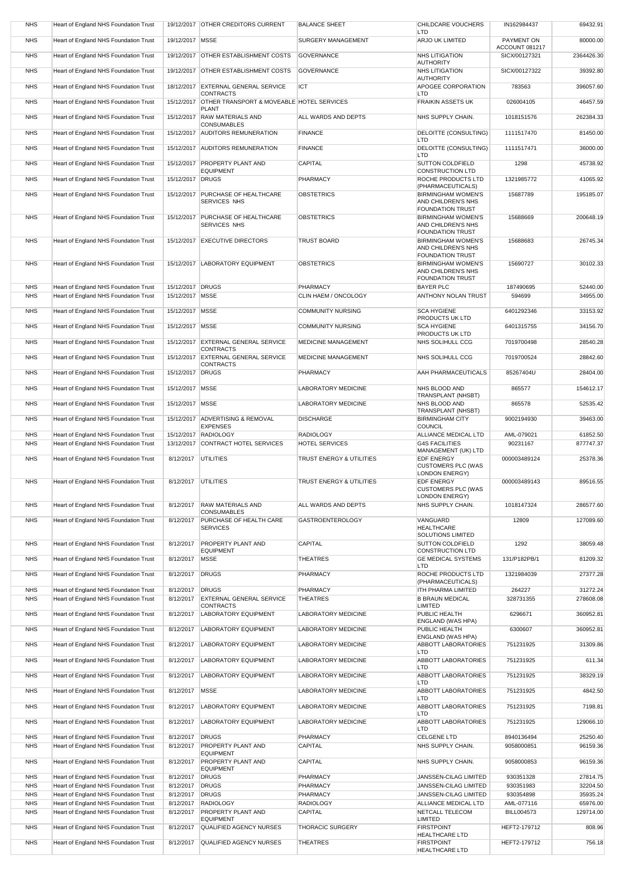| NHS | Heart of England NHS Foundation Trust | 19/12/2017 | OTHER CREDITORS CURRENT | BALANCE SHEET | CHILDCARE VOUCHERS LTD | IN162984437 | 69432.91 |
|---|---|---|---|---|---|---|---|
| NHS | Heart of England NHS Foundation Trust | 19/12/2017 | MSSE | SURGERY MANAGEMENT | ARJO UK LIMITED | PAYMENT ON ACCOUNT 081217 | 80000.00 |
| NHS | Heart of England NHS Foundation Trust | 19/12/2017 | OTHER ESTABLISHMENT COSTS | GOVERNANCE | NHS LITIGATION AUTHORITY | SICX/00127321 | 2364426.30 |
| NHS | Heart of England NHS Foundation Trust | 19/12/2017 | OTHER ESTABLISHMENT COSTS | GOVERNANCE | NHS LITIGATION AUTHORITY | SICX/00127322 | 39392.80 |
| NHS | Heart of England NHS Foundation Trust | 18/12/2017 | EXTERNAL GENERAL SERVICE CONTRACTS | ICT | APOGEE CORPORATION LTD | 783563 | 396057.60 |
| NHS | Heart of England NHS Foundation Trust | 15/12/2017 | OTHER TRANSPORT & MOVEABLE PLANT | HOTEL SERVICES | FRAIKIN ASSETS UK | 026004105 | 46457.59 |
| NHS | Heart of England NHS Foundation Trust | 15/12/2017 | RAW MATERIALS AND CONSUMABLES | ALL WARDS AND DEPTS | NHS SUPPLY CHAIN. | 1018151576 | 262384.33 |
| NHS | Heart of England NHS Foundation Trust | 15/12/2017 | AUDITORS REMUNERATION | FINANCE | DELOITTE (CONSULTING) LTD | 1111517470 | 81450.00 |
| NHS | Heart of England NHS Foundation Trust | 15/12/2017 | AUDITORS REMUNERATION | FINANCE | DELOITTE (CONSULTING) LTD | 1111517471 | 36000.00 |
| NHS | Heart of England NHS Foundation Trust | 15/12/2017 | PROPERTY PLANT AND EQUIPMENT | CAPITAL | SUTTON COLDFIELD CONSTRUCTION LTD | 1298 | 45738.92 |
| NHS | Heart of England NHS Foundation Trust | 15/12/2017 | DRUGS | PHARMACY | ROCHE PRODUCTS LTD (PHARMACEUTICALS) | 1321985772 | 41065.92 |
| NHS | Heart of England NHS Foundation Trust | 15/12/2017 | PURCHASE OF HEALTHCARE SERVICES NHS | OBSTETRICS | BIRMINGHAM WOMEN'S AND CHILDREN'S NHS FOUNDATION TRUST | 15687789 | 195185.07 |
| NHS | Heart of England NHS Foundation Trust | 15/12/2017 | PURCHASE OF HEALTHCARE SERVICES NHS | OBSTETRICS | BIRMINGHAM WOMEN'S AND CHILDREN'S NHS FOUNDATION TRUST | 15688669 | 200648.19 |
| NHS | Heart of England NHS Foundation Trust | 15/12/2017 | EXECUTIVE DIRECTORS | TRUST BOARD | BIRMINGHAM WOMEN'S AND CHILDREN'S NHS FOUNDATION TRUST | 15688683 | 26745.34 |
| NHS | Heart of England NHS Foundation Trust | 15/12/2017 | LABORATORY EQUIPMENT | OBSTETRICS | BIRMINGHAM WOMEN'S AND CHILDREN'S NHS FOUNDATION TRUST | 15690727 | 30102.33 |
| NHS | Heart of England NHS Foundation Trust | 15/12/2017 | DRUGS | PHARMACY | BAYER PLC | 187490695 | 52440.00 |
| NHS | Heart of England NHS Foundation Trust | 15/12/2017 | MSSE | CLIN HAEM / ONCOLOGY | ANTHONY NOLAN TRUST | 594699 | 34955.00 |
| NHS | Heart of England NHS Foundation Trust | 15/12/2017 | MSSE | COMMUNITY NURSING | SCA HYGIENE PRODUCTS UK LTD | 6401292346 | 33153.92 |
| NHS | Heart of England NHS Foundation Trust | 15/12/2017 | MSSE | COMMUNITY NURSING | SCA HYGIENE PRODUCTS UK LTD | 6401315755 | 34156.70 |
| NHS | Heart of England NHS Foundation Trust | 15/12/2017 | EXTERNAL GENERAL SERVICE CONTRACTS | MEDICINE MANAGEMENT | NHS SOLIHULL CCG | 7019700498 | 28540.28 |
| NHS | Heart of England NHS Foundation Trust | 15/12/2017 | EXTERNAL GENERAL SERVICE CONTRACTS | MEDICINE MANAGEMENT | NHS SOLIHULL CCG | 7019700524 | 28842.60 |
| NHS | Heart of England NHS Foundation Trust | 15/12/2017 | DRUGS | PHARMACY | AAH PHARMACEUTICALS | 85267404U | 28404.00 |
| NHS | Heart of England NHS Foundation Trust | 15/12/2017 | MSSE | LABORATORY MEDICINE | NHS BLOOD AND TRANSPLANT (NHSBT) | 865577 | 154612.17 |
| NHS | Heart of England NHS Foundation Trust | 15/12/2017 | MSSE | LABORATORY MEDICINE | NHS BLOOD AND TRANSPLANT (NHSBT) | 865578 | 52535.42 |
| NHS | Heart of England NHS Foundation Trust | 15/12/2017 | ADVERTISING & REMOVAL EXPENSES | DISCHARGE | BIRMINGHAM CITY COUNCIL | 9002194930 | 39463.00 |
| NHS | Heart of England NHS Foundation Trust | 15/12/2017 | RADIOLOGY | RADIOLOGY | ALLIANCE MEDICAL LTD | AML-079021 | 61852.50 |
| NHS | Heart of England NHS Foundation Trust | 13/12/2017 | CONTRACT HOTEL SERVICES | HOTEL SERVICES | G4S FACILITIES MANAGEMENT (UK) LTD | 90231167 | 877747.37 |
| NHS | Heart of England NHS Foundation Trust | 8/12/2017 | UTILITIES | TRUST ENERGY & UTILITIES | EDF ENERGY CUSTOMERS PLC (WAS LONDON ENERGY) | 000003489124 | 25378.36 |
| NHS | Heart of England NHS Foundation Trust | 8/12/2017 | UTILITIES | TRUST ENERGY & UTILITIES | EDF ENERGY CUSTOMERS PLC (WAS LONDON ENERGY) | 000003489143 | 89516.55 |
| NHS | Heart of England NHS Foundation Trust | 8/12/2017 | RAW MATERIALS AND CONSUMABLES | ALL WARDS AND DEPTS | NHS SUPPLY CHAIN. | 1018147324 | 286577.60 |
| NHS | Heart of England NHS Foundation Trust | 8/12/2017 | PURCHASE OF HEALTH CARE SERVICES | GASTROENTEROLOGY | VANGUARD HEALTHCARE SOLUTIONS LIMITED | 12809 | 127089.60 |
| NHS | Heart of England NHS Foundation Trust | 8/12/2017 | PROPERTY PLANT AND EQUIPMENT | CAPITAL | SUTTON COLDFIELD CONSTRUCTION LTD | 1292 | 38059.48 |
| NHS | Heart of England NHS Foundation Trust | 8/12/2017 | MSSE | THEATRES | GE MEDICAL SYSTEMS LTD | 131/P182PB/1 | 81209.32 |
| NHS | Heart of England NHS Foundation Trust | 8/12/2017 | DRUGS | PHARMACY | ROCHE PRODUCTS LTD (PHARMACEUTICALS) | 1321984039 | 27377.28 |
| NHS | Heart of England NHS Foundation Trust | 8/12/2017 | DRUGS | PHARMACY | ITH PHARMA LIMITED | 264227 | 31272.24 |
| NHS | Heart of England NHS Foundation Trust | 8/12/2017 | EXTERNAL GENERAL SERVICE CONTRACTS | THEATRES | B BRAUN MEDICAL LIMITED | 328731355 | 278608.08 |
| NHS | Heart of England NHS Foundation Trust | 8/12/2017 | LABORATORY EQUIPMENT | LABORATORY MEDICINE | PUBLIC HEALTH ENGLAND (WAS HPA) | 6296671 | 360952.81 |
| NHS | Heart of England NHS Foundation Trust | 8/12/2017 | LABORATORY EQUIPMENT | LABORATORY MEDICINE | PUBLIC HEALTH ENGLAND (WAS HPA) | 6300607 | 360952.81 |
| NHS | Heart of England NHS Foundation Trust | 8/12/2017 | LABORATORY EQUIPMENT | LABORATORY MEDICINE | ABBOTT LABORATORIES LTD | 751231925 | 31309.86 |
| NHS | Heart of England NHS Foundation Trust | 8/12/2017 | LABORATORY EQUIPMENT | LABORATORY MEDICINE | ABBOTT LABORATORIES LTD | 751231925 | 611.34 |
| NHS | Heart of England NHS Foundation Trust | 8/12/2017 | LABORATORY EQUIPMENT | LABORATORY MEDICINE | ABBOTT LABORATORIES LTD | 751231925 | 38329.19 |
| NHS | Heart of England NHS Foundation Trust | 8/12/2017 | MSSE | LABORATORY MEDICINE | ABBOTT LABORATORIES LTD | 751231925 | 4842.50 |
| NHS | Heart of England NHS Foundation Trust | 8/12/2017 | LABORATORY EQUIPMENT | LABORATORY MEDICINE | ABBOTT LABORATORIES LTD | 751231925 | 7198.81 |
| NHS | Heart of England NHS Foundation Trust | 8/12/2017 | LABORATORY EQUIPMENT | LABORATORY MEDICINE | ABBOTT LABORATORIES LTD | 751231925 | 129066.10 |
| NHS | Heart of England NHS Foundation Trust | 8/12/2017 | DRUGS | PHARMACY | CELGENE LTD | 8940136494 | 25250.40 |
| NHS | Heart of England NHS Foundation Trust | 8/12/2017 | PROPERTY PLANT AND EQUIPMENT | CAPITAL | NHS SUPPLY CHAIN. | 9058000851 | 96159.36 |
| NHS | Heart of England NHS Foundation Trust | 8/12/2017 | PROPERTY PLANT AND EQUIPMENT | CAPITAL | NHS SUPPLY CHAIN. | 9058000853 | 96159.36 |
| NHS | Heart of England NHS Foundation Trust | 8/12/2017 | DRUGS | PHARMACY | JANSSEN-CILAG LIMITED | 930351328 | 27814.75 |
| NHS | Heart of England NHS Foundation Trust | 8/12/2017 | DRUGS | PHARMACY | JANSSEN-CILAG LIMITED | 930351983 | 32204.50 |
| NHS | Heart of England NHS Foundation Trust | 8/12/2017 | DRUGS | PHARMACY | JANSSEN-CILAG LIMITED | 930354898 | 35935.24 |
| NHS | Heart of England NHS Foundation Trust | 8/12/2017 | RADIOLOGY | RADIOLOGY | ALLIANCE MEDICAL LTD | AML-077116 | 65976.00 |
| NHS | Heart of England NHS Foundation Trust | 8/12/2017 | PROPERTY PLANT AND EQUIPMENT | CAPITAL | NETCALL TELECOM LIMITED | BILL004573 | 129714.00 |
| NHS | Heart of England NHS Foundation Trust | 8/12/2017 | QUALIFIED AGENCY NURSES | THORACIC SURGERY | FIRSTPOINT HEALTHCARE LTD | HEFT2-179712 | 808.96 |
| NHS | Heart of England NHS Foundation Trust | 8/12/2017 | QUALIFIED AGENCY NURSES | THEATRES | FIRSTPOINT HEALTHCARE LTD | HEFT2-179712 | 756.18 |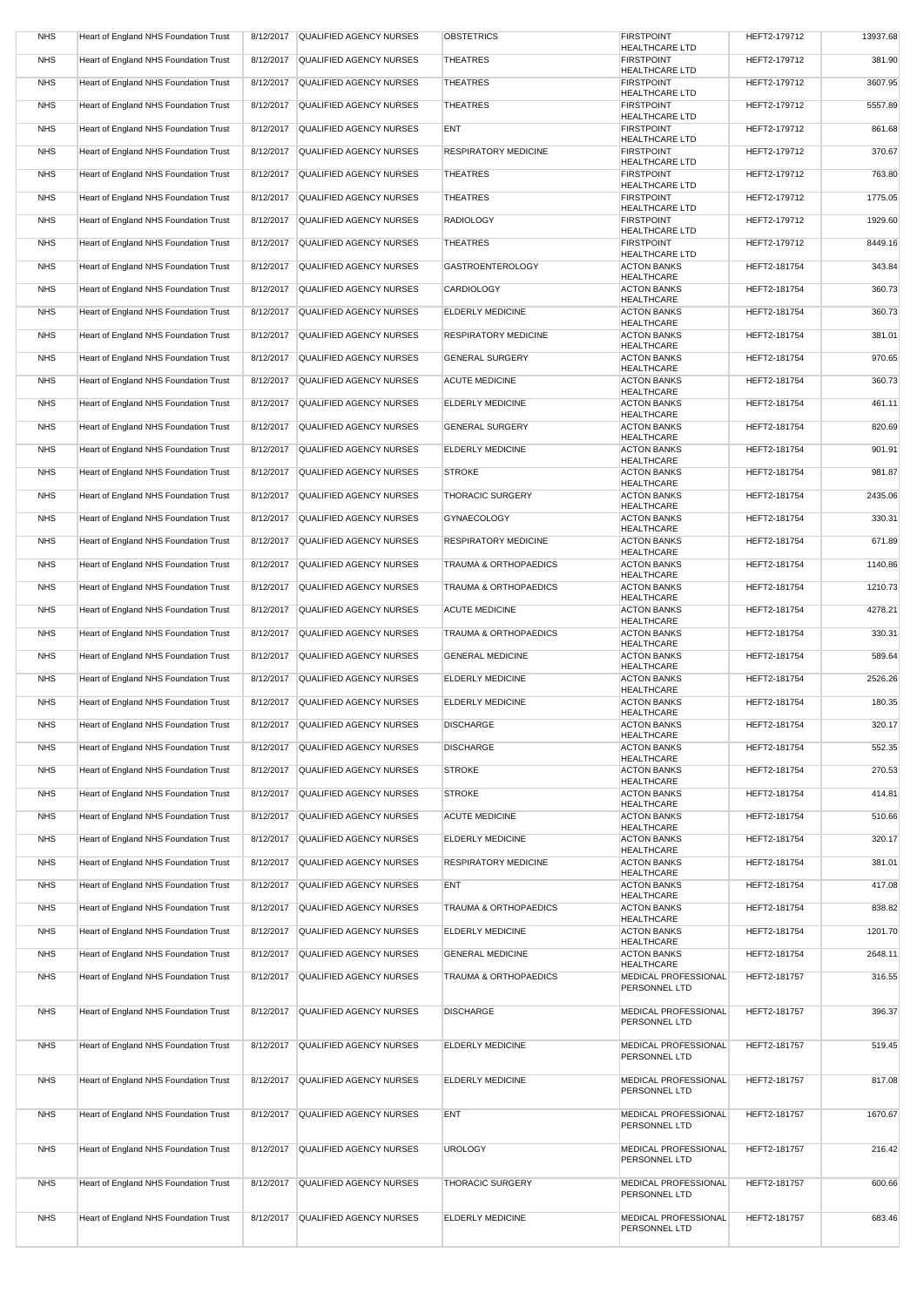| NHS | Heart of England NHS Foundation Trust | 8/12/2017 | QUALIFIED AGENCY NURSES | OBSTETRICS | FIRSTPOINT HEALTHCARE LTD | HEFT2-179712 | 13937.68 |
|---|---|---|---|---|---|---|---|
| NHS | Heart of England NHS Foundation Trust | 8/12/2017 | QUALIFIED AGENCY NURSES | THEATRES | FIRSTPOINT HEALTHCARE LTD | HEFT2-179712 | 381.90 |
| NHS | Heart of England NHS Foundation Trust | 8/12/2017 | QUALIFIED AGENCY NURSES | THEATRES | FIRSTPOINT HEALTHCARE LTD | HEFT2-179712 | 3607.95 |
| NHS | Heart of England NHS Foundation Trust | 8/12/2017 | QUALIFIED AGENCY NURSES | THEATRES | FIRSTPOINT HEALTHCARE LTD | HEFT2-179712 | 5557.89 |
| NHS | Heart of England NHS Foundation Trust | 8/12/2017 | QUALIFIED AGENCY NURSES | ENT | FIRSTPOINT HEALTHCARE LTD | HEFT2-179712 | 861.68 |
| NHS | Heart of England NHS Foundation Trust | 8/12/2017 | QUALIFIED AGENCY NURSES | RESPIRATORY MEDICINE | FIRSTPOINT HEALTHCARE LTD | HEFT2-179712 | 370.67 |
| NHS | Heart of England NHS Foundation Trust | 8/12/2017 | QUALIFIED AGENCY NURSES | THEATRES | FIRSTPOINT HEALTHCARE LTD | HEFT2-179712 | 763.80 |
| NHS | Heart of England NHS Foundation Trust | 8/12/2017 | QUALIFIED AGENCY NURSES | THEATRES | FIRSTPOINT HEALTHCARE LTD | HEFT2-179712 | 1775.05 |
| NHS | Heart of England NHS Foundation Trust | 8/12/2017 | QUALIFIED AGENCY NURSES | RADIOLOGY | FIRSTPOINT HEALTHCARE LTD | HEFT2-179712 | 1929.60 |
| NHS | Heart of England NHS Foundation Trust | 8/12/2017 | QUALIFIED AGENCY NURSES | THEATRES | FIRSTPOINT HEALTHCARE LTD | HEFT2-179712 | 8449.16 |
| NHS | Heart of England NHS Foundation Trust | 8/12/2017 | QUALIFIED AGENCY NURSES | GASTROENTEROLOGY | ACTON BANKS HEALTHCARE | HEFT2-181754 | 343.84 |
| NHS | Heart of England NHS Foundation Trust | 8/12/2017 | QUALIFIED AGENCY NURSES | CARDIOLOGY | ACTON BANKS HEALTHCARE | HEFT2-181754 | 360.73 |
| NHS | Heart of England NHS Foundation Trust | 8/12/2017 | QUALIFIED AGENCY NURSES | ELDERLY MEDICINE | ACTON BANKS HEALTHCARE | HEFT2-181754 | 360.73 |
| NHS | Heart of England NHS Foundation Trust | 8/12/2017 | QUALIFIED AGENCY NURSES | RESPIRATORY MEDICINE | ACTON BANKS HEALTHCARE | HEFT2-181754 | 381.01 |
| NHS | Heart of England NHS Foundation Trust | 8/12/2017 | QUALIFIED AGENCY NURSES | GENERAL SURGERY | ACTON BANKS HEALTHCARE | HEFT2-181754 | 970.65 |
| NHS | Heart of England NHS Foundation Trust | 8/12/2017 | QUALIFIED AGENCY NURSES | ACUTE MEDICINE | ACTON BANKS HEALTHCARE | HEFT2-181754 | 360.73 |
| NHS | Heart of England NHS Foundation Trust | 8/12/2017 | QUALIFIED AGENCY NURSES | ELDERLY MEDICINE | ACTON BANKS HEALTHCARE | HEFT2-181754 | 461.11 |
| NHS | Heart of England NHS Foundation Trust | 8/12/2017 | QUALIFIED AGENCY NURSES | GENERAL SURGERY | ACTON BANKS HEALTHCARE | HEFT2-181754 | 820.69 |
| NHS | Heart of England NHS Foundation Trust | 8/12/2017 | QUALIFIED AGENCY NURSES | ELDERLY MEDICINE | ACTON BANKS HEALTHCARE | HEFT2-181754 | 901.91 |
| NHS | Heart of England NHS Foundation Trust | 8/12/2017 | QUALIFIED AGENCY NURSES | STROKE | ACTON BANKS HEALTHCARE | HEFT2-181754 | 981.87 |
| NHS | Heart of England NHS Foundation Trust | 8/12/2017 | QUALIFIED AGENCY NURSES | THORACIC SURGERY | ACTON BANKS HEALTHCARE | HEFT2-181754 | 2435.06 |
| NHS | Heart of England NHS Foundation Trust | 8/12/2017 | QUALIFIED AGENCY NURSES | GYNAECOLOGY | ACTON BANKS HEALTHCARE | HEFT2-181754 | 330.31 |
| NHS | Heart of England NHS Foundation Trust | 8/12/2017 | QUALIFIED AGENCY NURSES | RESPIRATORY MEDICINE | ACTON BANKS HEALTHCARE | HEFT2-181754 | 671.89 |
| NHS | Heart of England NHS Foundation Trust | 8/12/2017 | QUALIFIED AGENCY NURSES | TRAUMA & ORTHOPAEDICS | ACTON BANKS HEALTHCARE | HEFT2-181754 | 1140.86 |
| NHS | Heart of England NHS Foundation Trust | 8/12/2017 | QUALIFIED AGENCY NURSES | TRAUMA & ORTHOPAEDICS | ACTON BANKS HEALTHCARE | HEFT2-181754 | 1210.73 |
| NHS | Heart of England NHS Foundation Trust | 8/12/2017 | QUALIFIED AGENCY NURSES | ACUTE MEDICINE | ACTON BANKS HEALTHCARE | HEFT2-181754 | 4278.21 |
| NHS | Heart of England NHS Foundation Trust | 8/12/2017 | QUALIFIED AGENCY NURSES | TRAUMA & ORTHOPAEDICS | ACTON BANKS HEALTHCARE | HEFT2-181754 | 330.31 |
| NHS | Heart of England NHS Foundation Trust | 8/12/2017 | QUALIFIED AGENCY NURSES | GENERAL MEDICINE | ACTON BANKS HEALTHCARE | HEFT2-181754 | 589.64 |
| NHS | Heart of England NHS Foundation Trust | 8/12/2017 | QUALIFIED AGENCY NURSES | ELDERLY MEDICINE | ACTON BANKS HEALTHCARE | HEFT2-181754 | 2526.26 |
| NHS | Heart of England NHS Foundation Trust | 8/12/2017 | QUALIFIED AGENCY NURSES | ELDERLY MEDICINE | ACTON BANKS HEALTHCARE | HEFT2-181754 | 180.35 |
| NHS | Heart of England NHS Foundation Trust | 8/12/2017 | QUALIFIED AGENCY NURSES | DISCHARGE | ACTON BANKS HEALTHCARE | HEFT2-181754 | 320.17 |
| NHS | Heart of England NHS Foundation Trust | 8/12/2017 | QUALIFIED AGENCY NURSES | DISCHARGE | ACTON BANKS HEALTHCARE | HEFT2-181754 | 552.35 |
| NHS | Heart of England NHS Foundation Trust | 8/12/2017 | QUALIFIED AGENCY NURSES | STROKE | ACTON BANKS HEALTHCARE | HEFT2-181754 | 270.53 |
| NHS | Heart of England NHS Foundation Trust | 8/12/2017 | QUALIFIED AGENCY NURSES | STROKE | ACTON BANKS HEALTHCARE | HEFT2-181754 | 414.81 |
| NHS | Heart of England NHS Foundation Trust | 8/12/2017 | QUALIFIED AGENCY NURSES | ACUTE MEDICINE | ACTON BANKS HEALTHCARE | HEFT2-181754 | 510.66 |
| NHS | Heart of England NHS Foundation Trust | 8/12/2017 | QUALIFIED AGENCY NURSES | ELDERLY MEDICINE | ACTON BANKS HEALTHCARE | HEFT2-181754 | 320.17 |
| NHS | Heart of England NHS Foundation Trust | 8/12/2017 | QUALIFIED AGENCY NURSES | RESPIRATORY MEDICINE | ACTON BANKS HEALTHCARE | HEFT2-181754 | 381.01 |
| NHS | Heart of England NHS Foundation Trust | 8/12/2017 | QUALIFIED AGENCY NURSES | ENT | ACTON BANKS HEALTHCARE | HEFT2-181754 | 417.08 |
| NHS | Heart of England NHS Foundation Trust | 8/12/2017 | QUALIFIED AGENCY NURSES | TRAUMA & ORTHOPAEDICS | ACTON BANKS HEALTHCARE | HEFT2-181754 | 838.82 |
| NHS | Heart of England NHS Foundation Trust | 8/12/2017 | QUALIFIED AGENCY NURSES | ELDERLY MEDICINE | ACTON BANKS HEALTHCARE | HEFT2-181754 | 1201.70 |
| NHS | Heart of England NHS Foundation Trust | 8/12/2017 | QUALIFIED AGENCY NURSES | GENERAL MEDICINE | ACTON BANKS HEALTHCARE | HEFT2-181754 | 2648.11 |
| NHS | Heart of England NHS Foundation Trust | 8/12/2017 | QUALIFIED AGENCY NURSES | TRAUMA & ORTHOPAEDICS | MEDICAL PROFESSIONAL PERSONNEL LTD | HEFT2-181757 | 316.55 |
| NHS | Heart of England NHS Foundation Trust | 8/12/2017 | QUALIFIED AGENCY NURSES | DISCHARGE | MEDICAL PROFESSIONAL PERSONNEL LTD | HEFT2-181757 | 396.37 |
| NHS | Heart of England NHS Foundation Trust | 8/12/2017 | QUALIFIED AGENCY NURSES | ELDERLY MEDICINE | MEDICAL PROFESSIONAL PERSONNEL LTD | HEFT2-181757 | 519.45 |
| NHS | Heart of England NHS Foundation Trust | 8/12/2017 | QUALIFIED AGENCY NURSES | ELDERLY MEDICINE | MEDICAL PROFESSIONAL PERSONNEL LTD | HEFT2-181757 | 817.08 |
| NHS | Heart of England NHS Foundation Trust | 8/12/2017 | QUALIFIED AGENCY NURSES | ENT | MEDICAL PROFESSIONAL PERSONNEL LTD | HEFT2-181757 | 1670.67 |
| NHS | Heart of England NHS Foundation Trust | 8/12/2017 | QUALIFIED AGENCY NURSES | UROLOGY | MEDICAL PROFESSIONAL PERSONNEL LTD | HEFT2-181757 | 216.42 |
| NHS | Heart of England NHS Foundation Trust | 8/12/2017 | QUALIFIED AGENCY NURSES | THORACIC SURGERY | MEDICAL PROFESSIONAL PERSONNEL LTD | HEFT2-181757 | 600.66 |
| NHS | Heart of England NHS Foundation Trust | 8/12/2017 | QUALIFIED AGENCY NURSES | ELDERLY MEDICINE | MEDICAL PROFESSIONAL PERSONNEL LTD | HEFT2-181757 | 683.46 |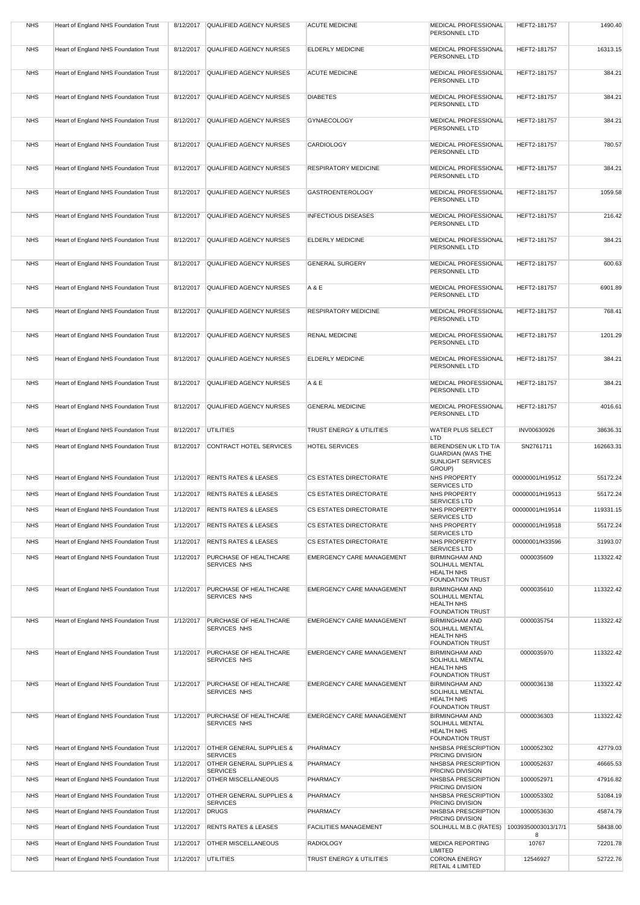| NHS | Heart of England NHS Foundation Trust | 8/12/2017 | QUALIFIED AGENCY NURSES | ACUTE MEDICINE | MEDICAL PROFESSIONAL PERSONNEL LTD | HEFT2-181757 | 1490.40 |
|---|---|---|---|---|---|---|---|
| NHS | Heart of England NHS Foundation Trust | 8/12/2017 | QUALIFIED AGENCY NURSES | ELDERLY MEDICINE | MEDICAL PROFESSIONAL PERSONNEL LTD | HEFT2-181757 | 16313.15 |
| NHS | Heart of England NHS Foundation Trust | 8/12/2017 | QUALIFIED AGENCY NURSES | ACUTE MEDICINE | MEDICAL PROFESSIONAL PERSONNEL LTD | HEFT2-181757 | 384.21 |
| NHS | Heart of England NHS Foundation Trust | 8/12/2017 | QUALIFIED AGENCY NURSES | DIABETES | MEDICAL PROFESSIONAL PERSONNEL LTD | HEFT2-181757 | 384.21 |
| NHS | Heart of England NHS Foundation Trust | 8/12/2017 | QUALIFIED AGENCY NURSES | GYNAECOLOGY | MEDICAL PROFESSIONAL PERSONNEL LTD | HEFT2-181757 | 384.21 |
| NHS | Heart of England NHS Foundation Trust | 8/12/2017 | QUALIFIED AGENCY NURSES | CARDIOLOGY | MEDICAL PROFESSIONAL PERSONNEL LTD | HEFT2-181757 | 780.57 |
| NHS | Heart of England NHS Foundation Trust | 8/12/2017 | QUALIFIED AGENCY NURSES | RESPIRATORY MEDICINE | MEDICAL PROFESSIONAL PERSONNEL LTD | HEFT2-181757 | 384.21 |
| NHS | Heart of England NHS Foundation Trust | 8/12/2017 | QUALIFIED AGENCY NURSES | GASTROENTEROLOGY | MEDICAL PROFESSIONAL PERSONNEL LTD | HEFT2-181757 | 1059.58 |
| NHS | Heart of England NHS Foundation Trust | 8/12/2017 | QUALIFIED AGENCY NURSES | INFECTIOUS DISEASES | MEDICAL PROFESSIONAL PERSONNEL LTD | HEFT2-181757 | 216.42 |
| NHS | Heart of England NHS Foundation Trust | 8/12/2017 | QUALIFIED AGENCY NURSES | ELDERLY MEDICINE | MEDICAL PROFESSIONAL PERSONNEL LTD | HEFT2-181757 | 384.21 |
| NHS | Heart of England NHS Foundation Trust | 8/12/2017 | QUALIFIED AGENCY NURSES | GENERAL SURGERY | MEDICAL PROFESSIONAL PERSONNEL LTD | HEFT2-181757 | 600.63 |
| NHS | Heart of England NHS Foundation Trust | 8/12/2017 | QUALIFIED AGENCY NURSES | A & E | MEDICAL PROFESSIONAL PERSONNEL LTD | HEFT2-181757 | 6901.89 |
| NHS | Heart of England NHS Foundation Trust | 8/12/2017 | QUALIFIED AGENCY NURSES | RESPIRATORY MEDICINE | MEDICAL PROFESSIONAL PERSONNEL LTD | HEFT2-181757 | 768.41 |
| NHS | Heart of England NHS Foundation Trust | 8/12/2017 | QUALIFIED AGENCY NURSES | RENAL MEDICINE | MEDICAL PROFESSIONAL PERSONNEL LTD | HEFT2-181757 | 1201.29 |
| NHS | Heart of England NHS Foundation Trust | 8/12/2017 | QUALIFIED AGENCY NURSES | ELDERLY MEDICINE | MEDICAL PROFESSIONAL PERSONNEL LTD | HEFT2-181757 | 384.21 |
| NHS | Heart of England NHS Foundation Trust | 8/12/2017 | QUALIFIED AGENCY NURSES | A & E | MEDICAL PROFESSIONAL PERSONNEL LTD | HEFT2-181757 | 384.21 |
| NHS | Heart of England NHS Foundation Trust | 8/12/2017 | QUALIFIED AGENCY NURSES | GENERAL MEDICINE | MEDICAL PROFESSIONAL PERSONNEL LTD | HEFT2-181757 | 4016.61 |
| NHS | Heart of England NHS Foundation Trust | 8/12/2017 | UTILITIES | TRUST ENERGY & UTILITIES | WATER PLUS SELECT LTD | INV00630926 | 38636.31 |
| NHS | Heart of England NHS Foundation Trust | 8/12/2017 | CONTRACT HOTEL SERVICES | HOTEL SERVICES | BERENDSEN UK LTD T/A GUARDIAN (WAS THE SUNLIGHT SERVICES GROUP) | SN2761711 | 162663.31 |
| NHS | Heart of England NHS Foundation Trust | 1/12/2017 | RENTS RATES & LEASES | CS ESTATES DIRECTORATE | NHS PROPERTY SERVICES LTD | 00000001/H19512 | 55172.24 |
| NHS | Heart of England NHS Foundation Trust | 1/12/2017 | RENTS RATES & LEASES | CS ESTATES DIRECTORATE | NHS PROPERTY SERVICES LTD | 00000001/H19513 | 55172.24 |
| NHS | Heart of England NHS Foundation Trust | 1/12/2017 | RENTS RATES & LEASES | CS ESTATES DIRECTORATE | NHS PROPERTY SERVICES LTD | 00000001/H19514 | 119331.15 |
| NHS | Heart of England NHS Foundation Trust | 1/12/2017 | RENTS RATES & LEASES | CS ESTATES DIRECTORATE | NHS PROPERTY SERVICES LTD | 00000001/H19518 | 55172.24 |
| NHS | Heart of England NHS Foundation Trust | 1/12/2017 | RENTS RATES & LEASES | CS ESTATES DIRECTORATE | NHS PROPERTY SERVICES LTD | 00000001/H33596 | 31993.07 |
| NHS | Heart of England NHS Foundation Trust | 1/12/2017 | PURCHASE OF HEALTHCARE SERVICES NHS | EMERGENCY CARE MANAGEMENT | BIRMINGHAM AND SOLIHULL MENTAL HEALTH NHS FOUNDATION TRUST | 0000035609 | 113322.42 |
| NHS | Heart of England NHS Foundation Trust | 1/12/2017 | PURCHASE OF HEALTHCARE SERVICES NHS | EMERGENCY CARE MANAGEMENT | BIRMINGHAM AND SOLIHULL MENTAL HEALTH NHS FOUNDATION TRUST | 0000035610 | 113322.42 |
| NHS | Heart of England NHS Foundation Trust | 1/12/2017 | PURCHASE OF HEALTHCARE SERVICES NHS | EMERGENCY CARE MANAGEMENT | BIRMINGHAM AND SOLIHULL MENTAL HEALTH NHS FOUNDATION TRUST | 0000035754 | 113322.42 |
| NHS | Heart of England NHS Foundation Trust | 1/12/2017 | PURCHASE OF HEALTHCARE SERVICES NHS | EMERGENCY CARE MANAGEMENT | BIRMINGHAM AND SOLIHULL MENTAL HEALTH NHS FOUNDATION TRUST | 0000035970 | 113322.42 |
| NHS | Heart of England NHS Foundation Trust | 1/12/2017 | PURCHASE OF HEALTHCARE SERVICES NHS | EMERGENCY CARE MANAGEMENT | BIRMINGHAM AND SOLIHULL MENTAL HEALTH NHS FOUNDATION TRUST | 0000036138 | 113322.42 |
| NHS | Heart of England NHS Foundation Trust | 1/12/2017 | PURCHASE OF HEALTHCARE SERVICES NHS | EMERGENCY CARE MANAGEMENT | BIRMINGHAM AND SOLIHULL MENTAL HEALTH NHS FOUNDATION TRUST | 0000036303 | 113322.42 |
| NHS | Heart of England NHS Foundation Trust | 1/12/2017 | OTHER GENERAL SUPPLIES & SERVICES | PHARMACY | NHSBSA PRESCRIPTION PRICING DIVISION | 1000052302 | 42779.03 |
| NHS | Heart of England NHS Foundation Trust | 1/12/2017 | OTHER GENERAL SUPPLIES & SERVICES | PHARMACY | NHSBSA PRESCRIPTION PRICING DIVISION | 1000052637 | 46665.53 |
| NHS | Heart of England NHS Foundation Trust | 1/12/2017 | OTHER MISCELLANEOUS | PHARMACY | NHSBSA PRESCRIPTION PRICING DIVISION | 1000052971 | 47916.82 |
| NHS | Heart of England NHS Foundation Trust | 1/12/2017 | OTHER GENERAL SUPPLIES & SERVICES | PHARMACY | NHSBSA PRESCRIPTION PRICING DIVISION | 1000053302 | 51084.19 |
| NHS | Heart of England NHS Foundation Trust | 1/12/2017 | DRUGS | PHARMACY | NHSBSA PRESCRIPTION PRICING DIVISION | 1000053630 | 45874.79 |
| NHS | Heart of England NHS Foundation Trust | 1/12/2017 | RENTS RATES & LEASES | FACILITIES MANAGEMENT | SOLIHULL M.B.C (RATES) | 10039350003013/17/18 | 58438.00 |
| NHS | Heart of England NHS Foundation Trust | 1/12/2017 | OTHER MISCELLANEOUS | RADIOLOGY | MEDICA REPORTING LIMITED | 10767 | 72201.78 |
| NHS | Heart of England NHS Foundation Trust | 1/12/2017 | UTILITIES | TRUST ENERGY & UTILITIES | CORONA ENERGY RETAIL 4 LIMITED | 12546927 | 52722.76 |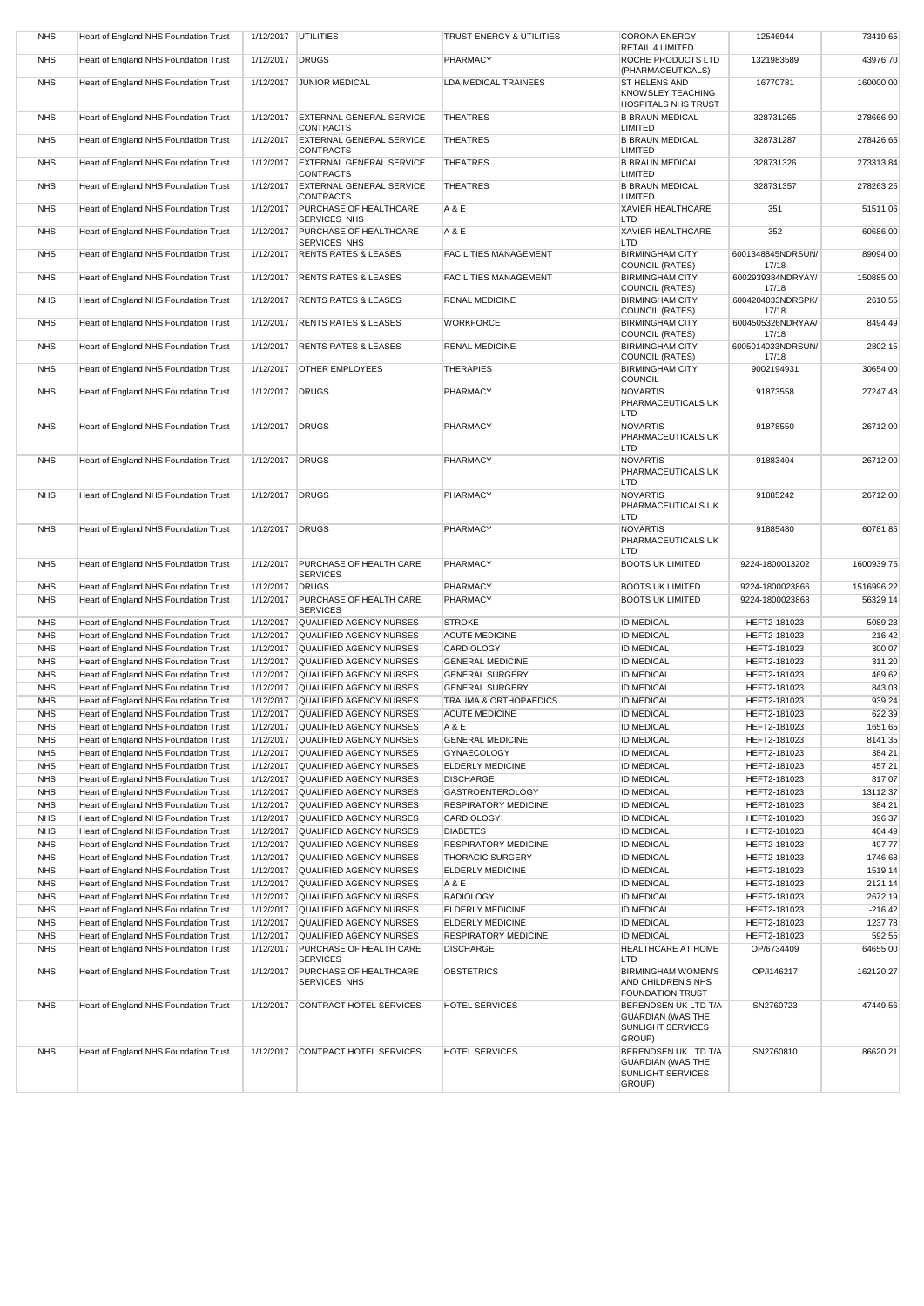| | | | | | | | |
|---|---|---|---|---|---|---|---|
| NHS | Heart of England NHS Foundation Trust | 1/12/2017 | UTILITIES | TRUST ENERGY & UTILITIES | CORONA ENERGY RETAIL 4 LIMITED | 12546944 | 73419.65 |
| NHS | Heart of England NHS Foundation Trust | 1/12/2017 | DRUGS | PHARMACY | ROCHE PRODUCTS LTD (PHARMACEUTICALS) | 1321983589 | 43976.70 |
| NHS | Heart of England NHS Foundation Trust | 1/12/2017 | JUNIOR MEDICAL | LDA MEDICAL TRAINEES | ST HELENS AND KNOWSLEY TEACHING HOSPITALS NHS TRUST | 16770781 | 160000.00 |
| NHS | Heart of England NHS Foundation Trust | 1/12/2017 | EXTERNAL GENERAL SERVICE CONTRACTS | THEATRES | B BRAUN MEDICAL LIMITED | 328731265 | 278666.90 |
| NHS | Heart of England NHS Foundation Trust | 1/12/2017 | EXTERNAL GENERAL SERVICE CONTRACTS | THEATRES | B BRAUN MEDICAL LIMITED | 328731287 | 278426.65 |
| NHS | Heart of England NHS Foundation Trust | 1/12/2017 | EXTERNAL GENERAL SERVICE CONTRACTS | THEATRES | B BRAUN MEDICAL LIMITED | 328731326 | 273313.84 |
| NHS | Heart of England NHS Foundation Trust | 1/12/2017 | EXTERNAL GENERAL SERVICE CONTRACTS | THEATRES | B BRAUN MEDICAL LIMITED | 328731357 | 278263.25 |
| NHS | Heart of England NHS Foundation Trust | 1/12/2017 | PURCHASE OF HEALTHCARE SERVICES NHS | A & E | XAVIER HEALTHCARE LTD | 351 | 51511.06 |
| NHS | Heart of England NHS Foundation Trust | 1/12/2017 | PURCHASE OF HEALTHCARE SERVICES NHS | A & E | XAVIER HEALTHCARE LTD | 352 | 60686.00 |
| NHS | Heart of England NHS Foundation Trust | 1/12/2017 | RENTS RATES & LEASES | FACILITIES MANAGEMENT | BIRMINGHAM CITY COUNCIL (RATES) | 6001348845NDRSUN/17/18 | 89094.00 |
| NHS | Heart of England NHS Foundation Trust | 1/12/2017 | RENTS RATES & LEASES | FACILITIES MANAGEMENT | BIRMINGHAM CITY COUNCIL (RATES) | 6002939384NDRYAY/17/18 | 150885.00 |
| NHS | Heart of England NHS Foundation Trust | 1/12/2017 | RENTS RATES & LEASES | RENAL MEDICINE | BIRMINGHAM CITY COUNCIL (RATES) | 6004204033NDRSPK/17/18 | 2610.55 |
| NHS | Heart of England NHS Foundation Trust | 1/12/2017 | RENTS RATES & LEASES | WORKFORCE | BIRMINGHAM CITY COUNCIL (RATES) | 6004505326NDRYAA/17/18 | 8494.49 |
| NHS | Heart of England NHS Foundation Trust | 1/12/2017 | RENTS RATES & LEASES | RENAL MEDICINE | BIRMINGHAM CITY COUNCIL (RATES) | 6005014033NDRSUN/17/18 | 2802.15 |
| NHS | Heart of England NHS Foundation Trust | 1/12/2017 | OTHER EMPLOYEES | THERAPIES | BIRMINGHAM CITY COUNCIL | 9002194931 | 30654.00 |
| NHS | Heart of England NHS Foundation Trust | 1/12/2017 | DRUGS | PHARMACY | NOVARTIS PHARMACEUTICALS UK LTD | 91873558 | 27247.43 |
| NHS | Heart of England NHS Foundation Trust | 1/12/2017 | DRUGS | PHARMACY | NOVARTIS PHARMACEUTICALS UK LTD | 91878550 | 26712.00 |
| NHS | Heart of England NHS Foundation Trust | 1/12/2017 | DRUGS | PHARMACY | NOVARTIS PHARMACEUTICALS UK LTD | 91883404 | 26712.00 |
| NHS | Heart of England NHS Foundation Trust | 1/12/2017 | DRUGS | PHARMACY | NOVARTIS PHARMACEUTICALS UK LTD | 91885242 | 26712.00 |
| NHS | Heart of England NHS Foundation Trust | 1/12/2017 | DRUGS | PHARMACY | NOVARTIS PHARMACEUTICALS UK LTD | 91885480 | 60781.85 |
| NHS | Heart of England NHS Foundation Trust | 1/12/2017 | PURCHASE OF HEALTH CARE SERVICES | PHARMACY | BOOTS UK LIMITED | 9224-1800013202 | 1600939.75 |
| NHS | Heart of England NHS Foundation Trust | 1/12/2017 | DRUGS | PHARMACY | BOOTS UK LIMITED | 9224-1800023866 | 1516996.22 |
| NHS | Heart of England NHS Foundation Trust | 1/12/2017 | PURCHASE OF HEALTH CARE SERVICES | PHARMACY | BOOTS UK LIMITED | 9224-1800023868 | 56329.14 |
| NHS | Heart of England NHS Foundation Trust | 1/12/2017 | QUALIFIED AGENCY NURSES | STROKE | ID MEDICAL | HEFT2-181023 | 5089.23 |
| NHS | Heart of England NHS Foundation Trust | 1/12/2017 | QUALIFIED AGENCY NURSES | ACUTE MEDICINE | ID MEDICAL | HEFT2-181023 | 216.42 |
| NHS | Heart of England NHS Foundation Trust | 1/12/2017 | QUALIFIED AGENCY NURSES | CARDIOLOGY | ID MEDICAL | HEFT2-181023 | 300.07 |
| NHS | Heart of England NHS Foundation Trust | 1/12/2017 | QUALIFIED AGENCY NURSES | GENERAL MEDICINE | ID MEDICAL | HEFT2-181023 | 311.20 |
| NHS | Heart of England NHS Foundation Trust | 1/12/2017 | QUALIFIED AGENCY NURSES | GENERAL SURGERY | ID MEDICAL | HEFT2-181023 | 469.62 |
| NHS | Heart of England NHS Foundation Trust | 1/12/2017 | QUALIFIED AGENCY NURSES | GENERAL SURGERY | ID MEDICAL | HEFT2-181023 | 843.03 |
| NHS | Heart of England NHS Foundation Trust | 1/12/2017 | QUALIFIED AGENCY NURSES | TRAUMA & ORTHOPAEDICS | ID MEDICAL | HEFT2-181023 | 939.24 |
| NHS | Heart of England NHS Foundation Trust | 1/12/2017 | QUALIFIED AGENCY NURSES | ACUTE MEDICINE | ID MEDICAL | HEFT2-181023 | 622.39 |
| NHS | Heart of England NHS Foundation Trust | 1/12/2017 | QUALIFIED AGENCY NURSES | A & E | ID MEDICAL | HEFT2-181023 | 1651.65 |
| NHS | Heart of England NHS Foundation Trust | 1/12/2017 | QUALIFIED AGENCY NURSES | GENERAL MEDICINE | ID MEDICAL | HEFT2-181023 | 8141.35 |
| NHS | Heart of England NHS Foundation Trust | 1/12/2017 | QUALIFIED AGENCY NURSES | GYNAECOLOGY | ID MEDICAL | HEFT2-181023 | 384.21 |
| NHS | Heart of England NHS Foundation Trust | 1/12/2017 | QUALIFIED AGENCY NURSES | ELDERLY MEDICINE | ID MEDICAL | HEFT2-181023 | 457.21 |
| NHS | Heart of England NHS Foundation Trust | 1/12/2017 | QUALIFIED AGENCY NURSES | DISCHARGE | ID MEDICAL | HEFT2-181023 | 817.07 |
| NHS | Heart of England NHS Foundation Trust | 1/12/2017 | QUALIFIED AGENCY NURSES | GASTROENTEROLOGY | ID MEDICAL | HEFT2-181023 | 13112.37 |
| NHS | Heart of England NHS Foundation Trust | 1/12/2017 | QUALIFIED AGENCY NURSES | RESPIRATORY MEDICINE | ID MEDICAL | HEFT2-181023 | 384.21 |
| NHS | Heart of England NHS Foundation Trust | 1/12/2017 | QUALIFIED AGENCY NURSES | CARDIOLOGY | ID MEDICAL | HEFT2-181023 | 396.37 |
| NHS | Heart of England NHS Foundation Trust | 1/12/2017 | QUALIFIED AGENCY NURSES | DIABETES | ID MEDICAL | HEFT2-181023 | 404.49 |
| NHS | Heart of England NHS Foundation Trust | 1/12/2017 | QUALIFIED AGENCY NURSES | RESPIRATORY MEDICINE | ID MEDICAL | HEFT2-181023 | 497.77 |
| NHS | Heart of England NHS Foundation Trust | 1/12/2017 | QUALIFIED AGENCY NURSES | THORACIC SURGERY | ID MEDICAL | HEFT2-181023 | 1746.68 |
| NHS | Heart of England NHS Foundation Trust | 1/12/2017 | QUALIFIED AGENCY NURSES | ELDERLY MEDICINE | ID MEDICAL | HEFT2-181023 | 1519.14 |
| NHS | Heart of England NHS Foundation Trust | 1/12/2017 | QUALIFIED AGENCY NURSES | A & E | ID MEDICAL | HEFT2-181023 | 2121.14 |
| NHS | Heart of England NHS Foundation Trust | 1/12/2017 | QUALIFIED AGENCY NURSES | RADIOLOGY | ID MEDICAL | HEFT2-181023 | 2672.19 |
| NHS | Heart of England NHS Foundation Trust | 1/12/2017 | QUALIFIED AGENCY NURSES | ELDERLY MEDICINE | ID MEDICAL | HEFT2-181023 | -216.42 |
| NHS | Heart of England NHS Foundation Trust | 1/12/2017 | QUALIFIED AGENCY NURSES | ELDERLY MEDICINE | ID MEDICAL | HEFT2-181023 | 1237.78 |
| NHS | Heart of England NHS Foundation Trust | 1/12/2017 | QUALIFIED AGENCY NURSES | RESPIRATORY MEDICINE | ID MEDICAL | HEFT2-181023 | 592.55 |
| NHS | Heart of England NHS Foundation Trust | 1/12/2017 | PURCHASE OF HEALTH CARE SERVICES | DISCHARGE | HEALTHCARE AT HOME LTD | OP/6734409 | 64655.00 |
| NHS | Heart of England NHS Foundation Trust | 1/12/2017 | PURCHASE OF HEALTHCARE SERVICES NHS | OBSTETRICS | BIRMINGHAM WOMEN'S AND CHILDREN'S NHS FOUNDATION TRUST | OP/I146217 | 162120.27 |
| NHS | Heart of England NHS Foundation Trust | 1/12/2017 | CONTRACT HOTEL SERVICES | HOTEL SERVICES | BERENDSEN UK LTD T/A GUARDIAN (WAS THE SUNLIGHT SERVICES GROUP) | SN2760723 | 47449.56 |
| NHS | Heart of England NHS Foundation Trust | 1/12/2017 | CONTRACT HOTEL SERVICES | HOTEL SERVICES | BERENDSEN UK LTD T/A GUARDIAN (WAS THE SUNLIGHT SERVICES GROUP) | SN2760810 | 86620.21 |